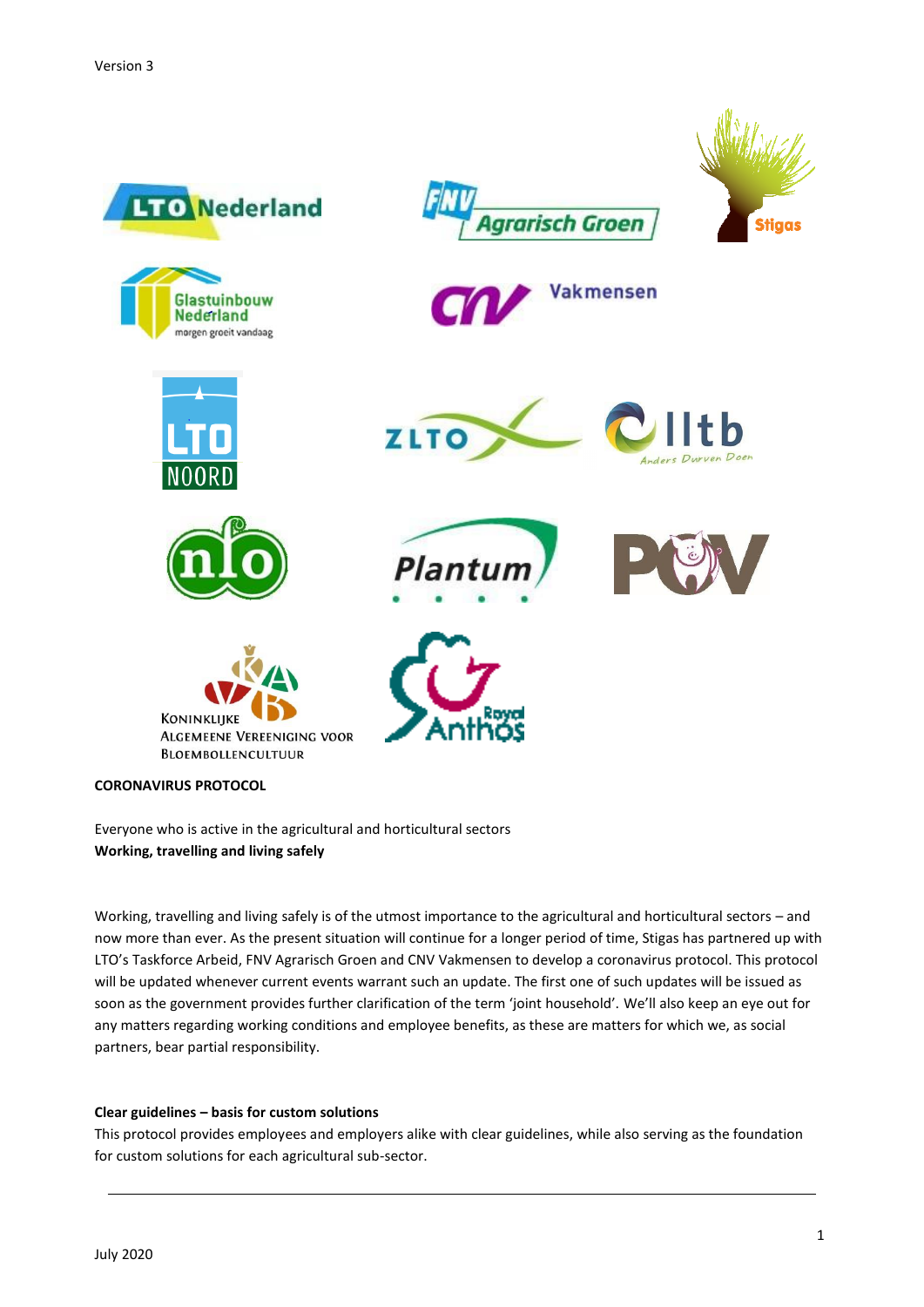Version 3

# CORONAVIRUS PROTOCOL

Everyone who is active in the agricultural and horticultural sectors
**Working, travelling and living safely**

Working, travelling and living safely is of the utmost importance to the agricultural and horticultural sectors – and now more than ever. As the present situation will continue for a longer period of time, Stigas has partnered up with LTO's Taskforce Arbeid, FNV Agrarisch Groen and CNV Vakmensen to develop a coronavirus protocol. This protocol will be updated whenever current events warrant such an update. The first one of such updates will be issued as soon as the government provides further clarification of the term 'joint household'. We'll also keep an eye out for any matters regarding working conditions and employee benefits, as these are matters for which we, as social partners, bear partial responsibility.

**Clear guidelines – basis for custom solutions**
This protocol provides employees and employers alike with clear guidelines, while also serving as the foundation for custom solutions for each agricultural sub-sector.

July 2020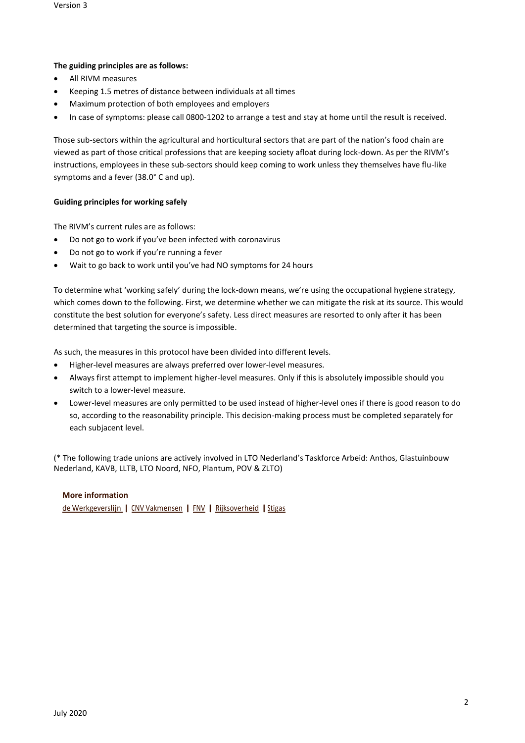**The guiding principles are as follows:**

- All RIVM measures
- Keeping 1.5 metres of distance between individuals at all times
- Maximum protection of both employees and employers
- In case of symptoms: please call 0800-1202 to arrange a test and stay at home until the result is received.

Those sub-sectors within the agricultural and horticultural sectors that are part of the nation's food chain are viewed as part of those critical professions that are keeping society afloat during lock-down. As per the RIVM's instructions, employees in these sub-sectors should keep coming to work unless they themselves have flu-like symptoms and a fever (38.0° C and up).

**Guiding principles for working safely**

The RIVM's current rules are as follows:

- Do not go to work if you've been infected with coronavirus
- Do not go to work if you're running a fever
- Wait to go back to work until you've had NO symptoms for 24 hours

To determine what 'working safely' during the lock-down means, we're using the occupational hygiene strategy, which comes down to the following. First, we determine whether we can mitigate the risk at its source. This would constitute the best solution for everyone's safety. Less direct measures are resorted to only after it has been determined that targeting the source is impossible.

As such, the measures in this protocol have been divided into different levels.

- Higher-level measures are always preferred over lower-level measures.
- Always first attempt to implement higher-level measures. Only if this is absolutely impossible should you switch to a lower-level measure.
- Lower-level measures are only permitted to be used instead of higher-level ones if there is good reason to do so, according to the reasonability principle. This decision-making process must be completed separately for each subjacent level.

(* The following trade unions are actively involved in LTO Nederland's Taskforce Arbeid: Anthos, Glastuinbouw Nederland, KAVB, LLTB, LTO Noord, NFO, Plantum, POV & ZLTO)

**More information**

de Werkgeverslijn | CNV Vakmensen | FNV | Rijksoverheid | Stigas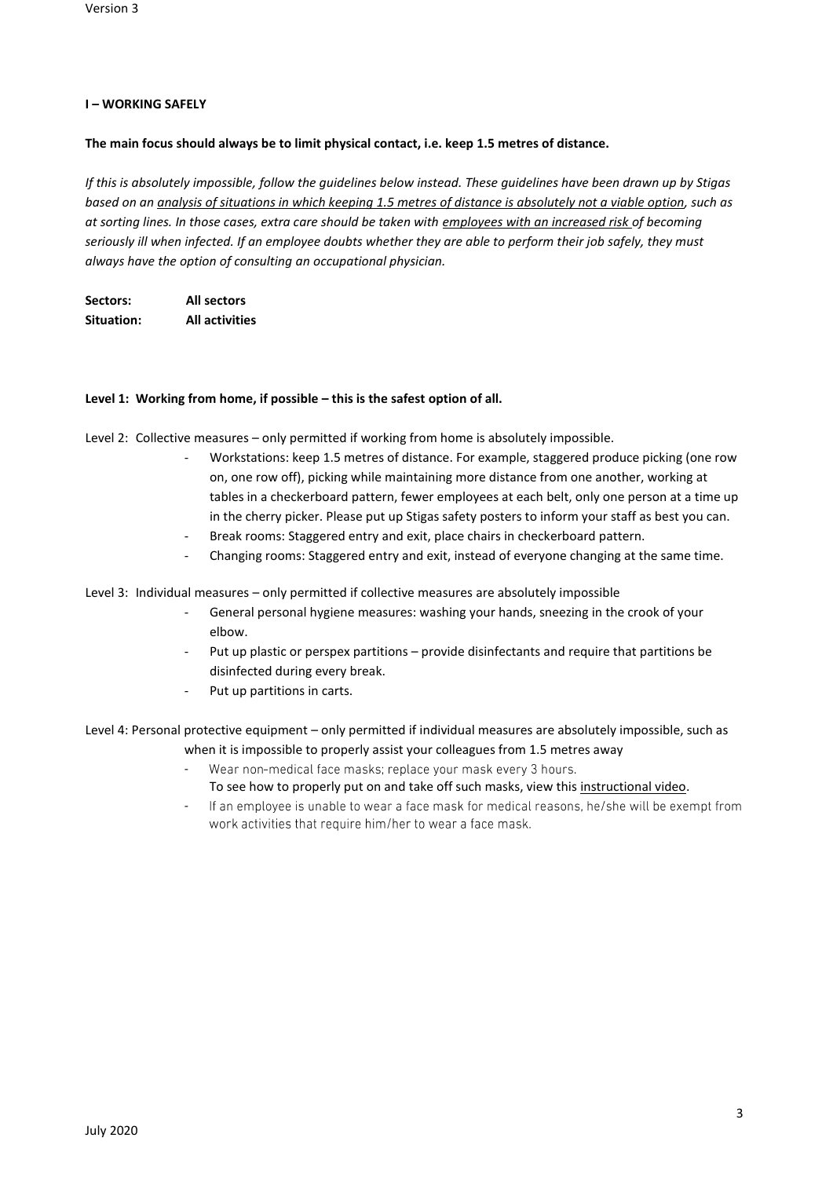## I – WORKING SAFELY

**The main focus should always be to limit physical contact, i.e. keep 1.5 metres of distance.**

*If this is absolutely impossible, follow the guidelines below instead. These guidelines have been drawn up by Stigas based on an analysis of situations in which keeping 1.5 metres of distance is absolutely not a viable option, such as at sorting lines. In those cases, extra care should be taken with employees with an increased risk of becoming seriously ill when infected. If an employee doubts whether they are able to perform their job safely, they must always have the option of consulting an occupational physician.*

**Sectors:** **All sectors**
**Situation:** **All activities**

**Level 1: Working from home, if possible – this is the safest option of all.**

Level 2: Collective measures – only permitted if working from home is absolutely impossible.

- Workstations: keep 1.5 metres of distance. For example, staggered produce picking (one row on, one row off), picking while maintaining more distance from one another, working at tables in a checkerboard pattern, fewer employees at each belt, only one person at a time up in the cherry picker. Please put up Stigas safety posters to inform your staff as best you can.
- Break rooms: Staggered entry and exit, place chairs in checkerboard pattern.
- Changing rooms: Staggered entry and exit, instead of everyone changing at the same time.

Level 3: Individual measures – only permitted if collective measures are absolutely impossible

- General personal hygiene measures: washing your hands, sneezing in the crook of your elbow.
- Put up plastic or perspex partitions – provide disinfectants and require that partitions be disinfected during every break.
- Put up partitions in carts.

Level 4: Personal protective equipment – only permitted if individual measures are absolutely impossible, such as when it is impossible to properly assist your colleagues from 1.5 metres away

- Wear non-medical face masks; replace your mask every 3 hours.
  To see how to properly put on and take off such masks, view this instructional video.
- If an employee is unable to wear a face mask for medical reasons, he/she will be exempt from work activities that require him/her to wear a face mask.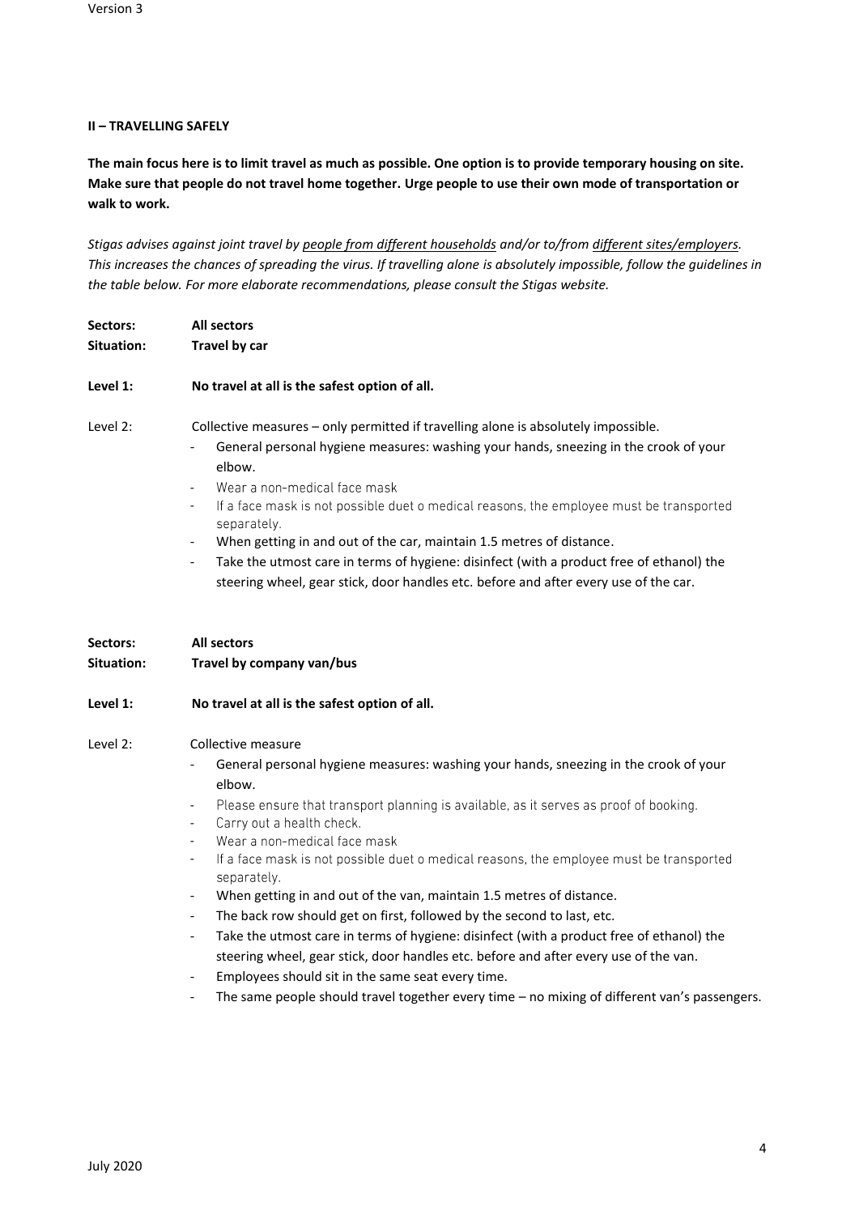## II – TRAVELLING SAFELY

**The main focus here is to limit travel as much as possible. One option is to provide temporary housing on site. Make sure that people do not travel home together. Urge people to use their own mode of transportation or walk to work.**

*Stigas advises against joint travel by* *__people from different households__* *and/or to/from* *__different sites/employers__*. *This increases the chances of spreading the virus. If travelling alone is absolutely impossible, follow the guidelines in the table below. For more elaborate recommendations, please consult the Stigas website.*

**Sectors:** **All sectors**
**Situation:** **Travel by car**

**Level 1:** **No travel at all is the safest option of all.**

Level 2: Collective measures – only permitted if travelling alone is absolutely impossible.

- General personal hygiene measures: washing your hands, sneezing in the crook of your elbow.
- Wear a non-medical face mask
- If a face mask is not possible duet o medical reasons, the employee must be transported separately.
- When getting in and out of the car, maintain 1.5 metres of distance.
- Take the utmost care in terms of hygiene: disinfect (with a product free of ethanol) the steering wheel, gear stick, door handles etc. before and after every use of the car.

**Sectors:** **All sectors**
**Situation:** **Travel by company van/bus**

**Level 1:** **No travel at all is the safest option of all.**

Level 2: Collective measure

- General personal hygiene measures: washing your hands, sneezing in the crook of your elbow.
- Please ensure that transport planning is available, as it serves as proof of booking.
- Carry out a health check.
- Wear a non-medical face mask
- If a face mask is not possible duet o medical reasons, the employee must be transported separately.
- When getting in and out of the van, maintain 1.5 metres of distance.
- The back row should get on first, followed by the second to last, etc.
- Take the utmost care in terms of hygiene: disinfect (with a product free of ethanol) the steering wheel, gear stick, door handles etc. before and after every use of the van.
- Employees should sit in the same seat every time.
- The same people should travel together every time – no mixing of different van's passengers.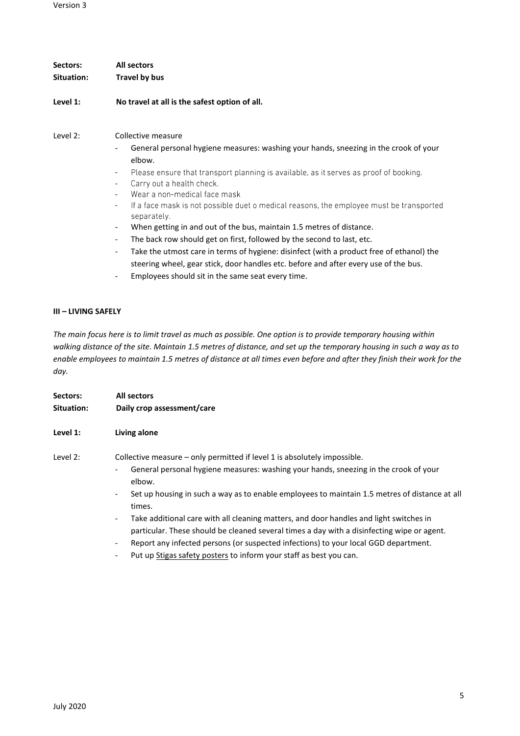**Sectors:** **All sectors**
**Situation:** **Travel by bus**

**Level 1:** **No travel at all is the safest option of all.**

Level 2: Collective measure

- General personal hygiene measures: washing your hands, sneezing in the crook of your elbow.
- Please ensure that transport planning is available, as it serves as proof of booking.
- Carry out a health check.
- Wear a non-medical face mask
- If a face mask is not possible duet o medical reasons, the employee must be transported separately.
- When getting in and out of the bus, maintain 1.5 metres of distance.
- The back row should get on first, followed by the second to last, etc.
- Take the utmost care in terms of hygiene: disinfect (with a product free of ethanol) the steering wheel, gear stick, door handles etc. before and after every use of the bus.
- Employees should sit in the same seat every time.

## III – LIVING SAFELY

*The main focus here is to limit travel as much as possible. One option is to provide temporary housing within walking distance of the site. Maintain 1.5 metres of distance, and set up the temporary housing in such a way as to enable employees to maintain 1.5 metres of distance at all times even before and after they finish their work for the day.*

**Sectors:** **All sectors**
**Situation:** **Daily crop assessment/care**

**Level 1:** **Living alone**

Level 2: Collective measure – only permitted if level 1 is absolutely impossible.

- General personal hygiene measures: washing your hands, sneezing in the crook of your elbow.
- Set up housing in such a way as to enable employees to maintain 1.5 metres of distance at all times.
- Take additional care with all cleaning matters, and door handles and light switches in particular. These should be cleaned several times a day with a disinfecting wipe or agent.
- Report any infected persons (or suspected infections) to your local GGD department.
- Put up Stigas safety posters to inform your staff as best you can.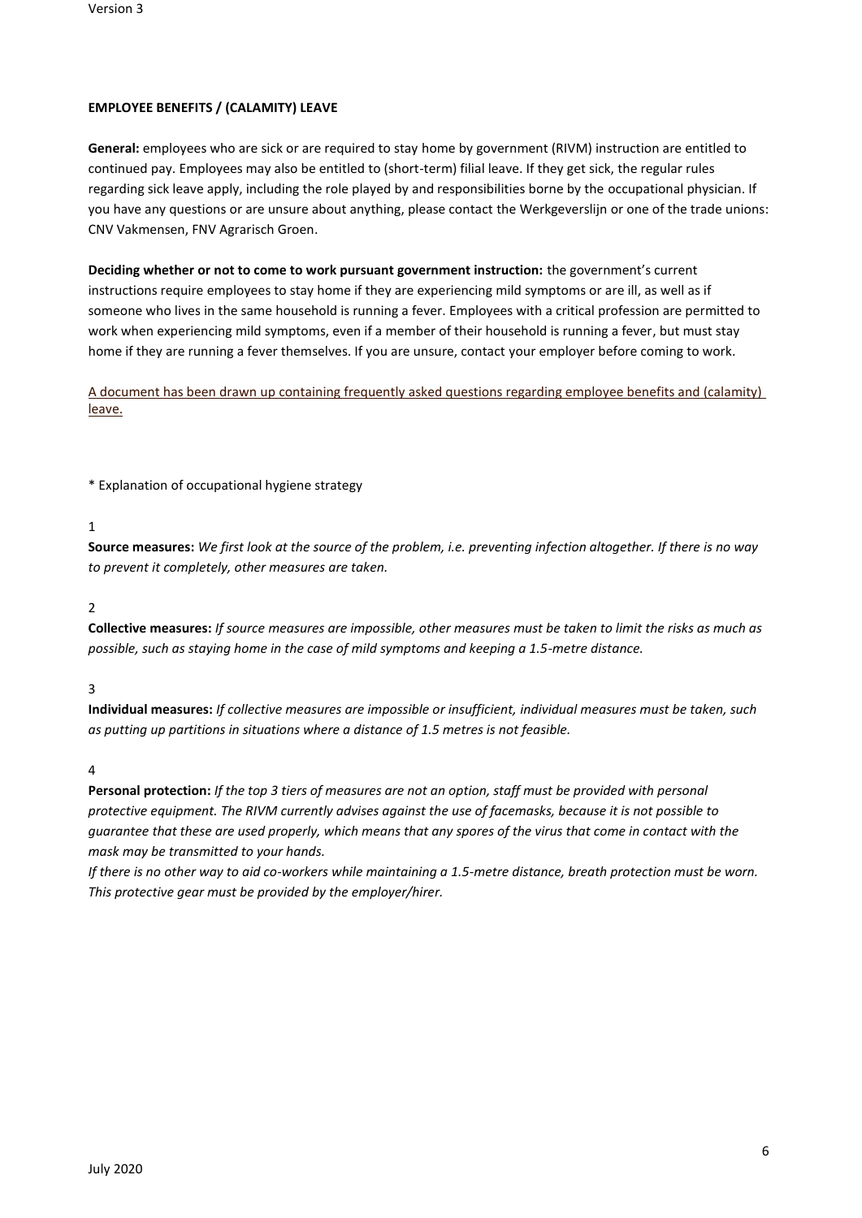**EMPLOYEE BENEFITS / (CALAMITY) LEAVE**

**General:** employees who are sick or are required to stay home by government (RIVM) instruction are entitled to continued pay. Employees may also be entitled to (short-term) filial leave. If they get sick, the regular rules regarding sick leave apply, including the role played by and responsibilities borne by the occupational physician. If you have any questions or are unsure about anything, please contact the Werkgeverslijn or one of the trade unions: CNV Vakmensen, FNV Agrarisch Groen.

**Deciding whether or not to come to work pursuant government instruction:** the government's current instructions require employees to stay home if they are experiencing mild symptoms or are ill, as well as if someone who lives in the same household is running a fever. Employees with a critical profession are permitted to work when experiencing mild symptoms, even if a member of their household is running a fever, but must stay home if they are running a fever themselves. If you are unsure, contact your employer before coming to work.

A document has been drawn up containing frequently asked questions regarding employee benefits and (calamity) leave.

\* Explanation of occupational hygiene strategy

1

**Source measures:** *We first look at the source of the problem, i.e. preventing infection altogether. If there is no way to prevent it completely, other measures are taken.*

2

**Collective measures:** *If source measures are impossible, other measures must be taken to limit the risks as much as possible, such as staying home in the case of mild symptoms and keeping a 1.5-metre distance.*

3

**Individual measures:** *If collective measures are impossible or insufficient, individual measures must be taken, such as putting up partitions in situations where a distance of 1.5 metres is not feasible.*

4

**Personal protection:** *If the top 3 tiers of measures are not an option, staff must be provided with personal protective equipment. The RIVM currently advises against the use of facemasks, because it is not possible to guarantee that these are used properly, which means that any spores of the virus that come in contact with the mask may be transmitted to your hands.*

*If there is no other way to aid co-workers while maintaining a 1.5-metre distance, breath protection must be worn. This protective gear must be provided by the employer/hirer.*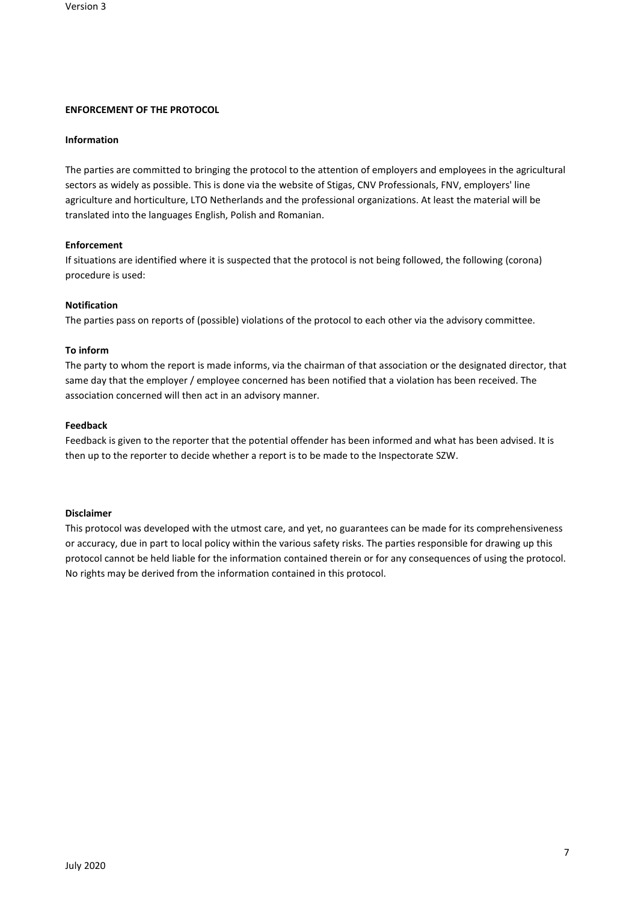## ENFORCEMENT OF THE PROTOCOL

### Information

The parties are committed to bringing the protocol to the attention of employers and employees in the agricultural sectors as widely as possible. This is done via the website of Stigas, CNV Professionals, FNV, employers' line agriculture and horticulture, LTO Netherlands and the professional organizations. At least the material will be translated into the languages English, Polish and Romanian.

### Enforcement

If situations are identified where it is suspected that the protocol is not being followed, the following (corona) procedure is used:

### Notification

The parties pass on reports of (possible) violations of the protocol to each other via the advisory committee.

### To inform

The party to whom the report is made informs, via the chairman of that association or the designated director, that same day that the employer / employee concerned has been notified that a violation has been received. The association concerned will then act in an advisory manner.

### Feedback

Feedback is given to the reporter that the potential offender has been informed and what has been advised. It is then up to the reporter to decide whether a report is to be made to the Inspectorate SZW.

### Disclaimer

This protocol was developed with the utmost care, and yet, no guarantees can be made for its comprehensiveness or accuracy, due in part to local policy within the various safety risks. The parties responsible for drawing up this protocol cannot be held liable for the information contained therein or for any consequences of using the protocol. No rights may be derived from the information contained in this protocol.